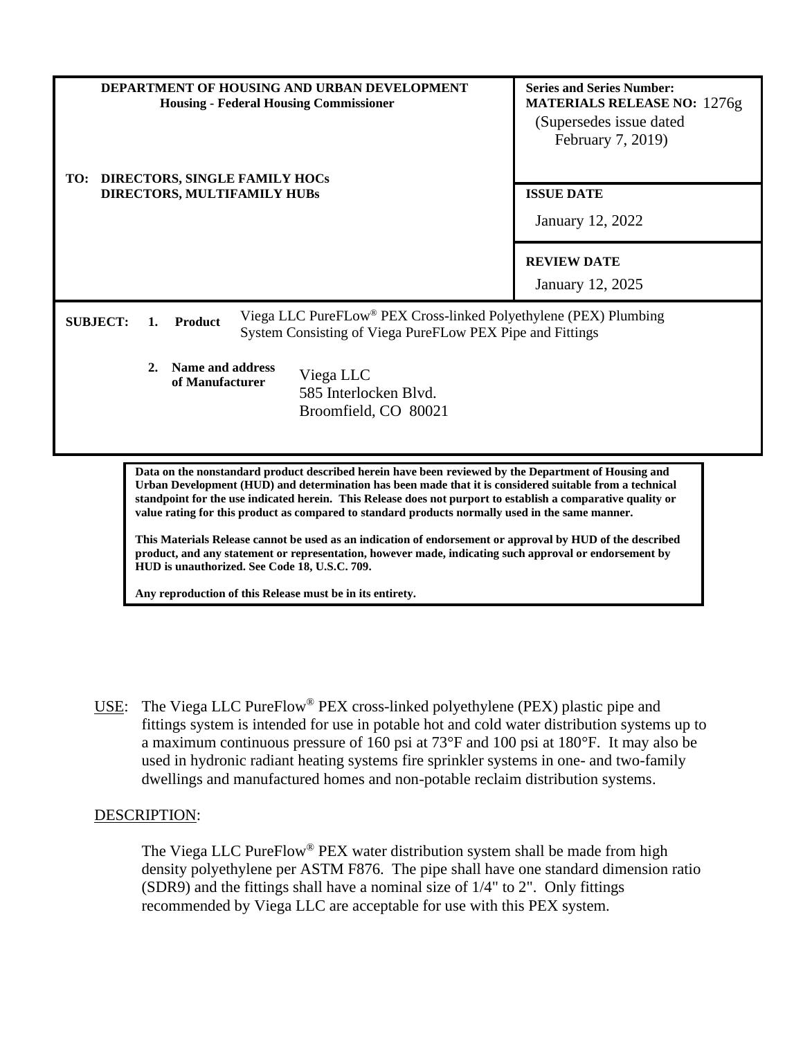| DEPARTMENT OF HOUSING AND URBAN DEVELOPMENT<br>Housing - Federal Housing Commissioner<br><br>TO: DIRECTORS, SINGLE FAMILY HOCs<br>DIRECTORS, MULTIFAMILY HUBs | **Series and Series Number:**<br>**MATERIALS RELEASE NO:** 1276g<br>(Supersedes issue dated February 7, 2019) |
|---|---|
| | **ISSUE DATE**<br>January 12, 2022 |
| | **REVIEW DATE**<br>January 12, 2025 |

**SUBJECT:**

1. **Product** — Viega LLC PureFLow® PEX Cross-linked Polyethylene (PEX) Plumbing System Consisting of Viega PureFLow PEX Pipe and Fittings

2. **Name and address of Manufacturer** — Viega LLC
585 Interlocken Blvd.
Broomfield, CO 80021

**Data on the nonstandard product described herein have been reviewed by the Department of Housing and Urban Development (HUD) and determination has been made that it is considered suitable from a technical standpoint for the use indicated herein. This Release does not purport to establish a comparative quality or value rating for this product as compared to standard products normally used in the same manner.**

**This Materials Release cannot be used as an indication of endorsement or approval by HUD of the described product, and any statement or representation, however made, indicating such approval or endorsement by HUD is unauthorized. See Code 18, U.S.C. 709.**

**Any reproduction of this Release must be in its entirety.**

USE: The Viega LLC PureFlow® PEX cross-linked polyethylene (PEX) plastic pipe and fittings system is intended for use in potable hot and cold water distribution systems up to a maximum continuous pressure of 160 psi at 73°F and 100 psi at 180°F. It may also be used in hydronic radiant heating systems fire sprinkler systems in one- and two-family dwellings and manufactured homes and non-potable reclaim distribution systems.

DESCRIPTION:

The Viega LLC PureFlow® PEX water distribution system shall be made from high density polyethylene per ASTM F876. The pipe shall have one standard dimension ratio (SDR9) and the fittings shall have a nominal size of 1/4" to 2". Only fittings recommended by Viega LLC are acceptable for use with this PEX system.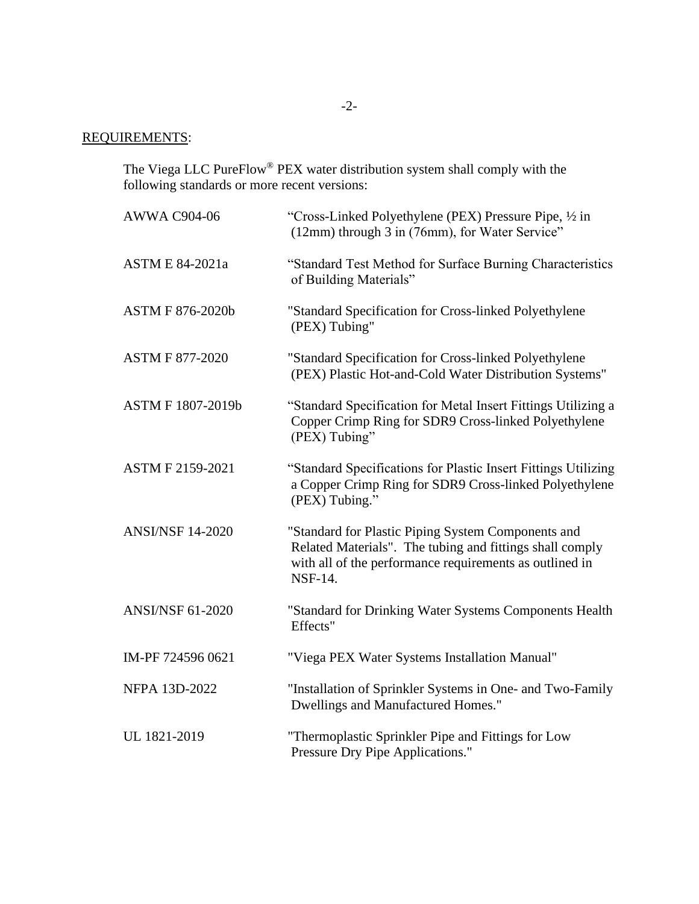REQUIREMENTS:

The Viega LLC PureFlow® PEX water distribution system shall comply with the following standards or more recent versions:

| | |
|---|---|
| AWWA C904-06 | "Cross-Linked Polyethylene (PEX) Pressure Pipe, ½ in (12mm) through 3 in (76mm), for Water Service" |
| ASTM E 84-2021a | "Standard Test Method for Surface Burning Characteristics of Building Materials" |
| ASTM F 876-2020b | "Standard Specification for Cross-linked Polyethylene (PEX) Tubing" |
| ASTM F 877-2020 | "Standard Specification for Cross-linked Polyethylene (PEX) Plastic Hot-and-Cold Water Distribution Systems" |
| ASTM F 1807-2019b | "Standard Specification for Metal Insert Fittings Utilizing a Copper Crimp Ring for SDR9 Cross-linked Polyethylene (PEX) Tubing" |
| ASTM F 2159-2021 | "Standard Specifications for Plastic Insert Fittings Utilizing a Copper Crimp Ring for SDR9 Cross-linked Polyethylene (PEX) Tubing." |
| ANSI/NSF 14-2020 | "Standard for Plastic Piping System Components and Related Materials". The tubing and fittings shall comply with all of the performance requirements as outlined in NSF-14. |
| ANSI/NSF 61-2020 | "Standard for Drinking Water Systems Components Health Effects" |
| IM-PF 724596 0621 | "Viega PEX Water Systems Installation Manual" |
| NFPA 13D-2022 | "Installation of Sprinkler Systems in One- and Two-Family Dwellings and Manufactured Homes." |
| UL 1821-2019 | "Thermoplastic Sprinkler Pipe and Fittings for Low Pressure Dry Pipe Applications." |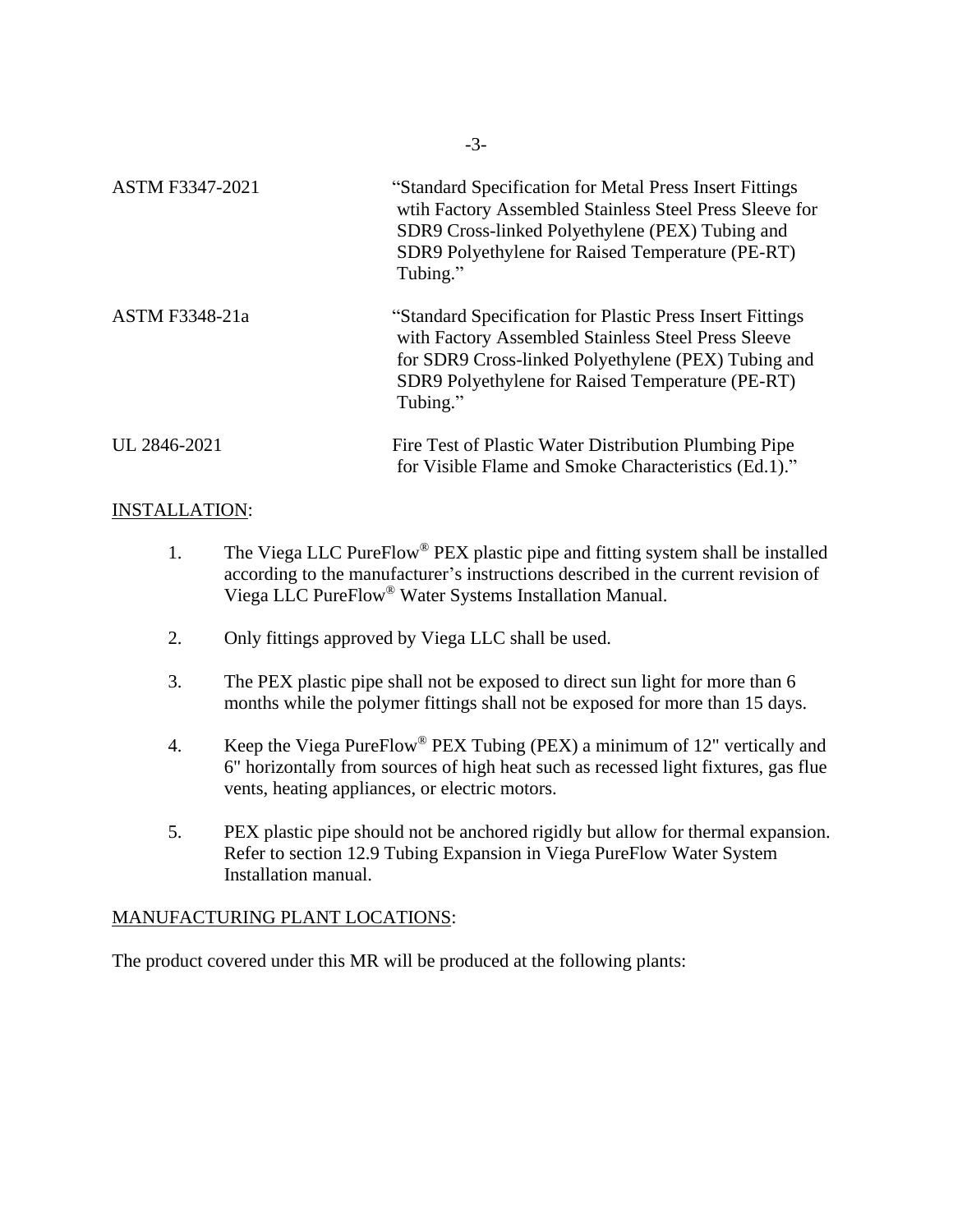| | |
|---|---|
| ASTM F3347-2021 | "Standard Specification for Metal Press Insert Fittings wtih Factory Assembled Stainless Steel Press Sleeve for SDR9 Cross-linked Polyethylene (PEX) Tubing and SDR9 Polyethylene for Raised Temperature (PE-RT) Tubing." |
| ASTM F3348-21a | "Standard Specification for Plastic Press Insert Fittings with Factory Assembled Stainless Steel Press Sleeve for SDR9 Cross-linked Polyethylene (PEX) Tubing and SDR9 Polyethylene for Raised Temperature (PE-RT) Tubing." |
| UL 2846-2021 | Fire Test of Plastic Water Distribution Plumbing Pipe for Visible Flame and Smoke Characteristics (Ed.1)." |

INSTALLATION:

1. The Viega LLC PureFlow® PEX plastic pipe and fitting system shall be installed according to the manufacturer's instructions described in the current revision of Viega LLC PureFlow® Water Systems Installation Manual.

2. Only fittings approved by Viega LLC shall be used.

3. The PEX plastic pipe shall not be exposed to direct sun light for more than 6 months while the polymer fittings shall not be exposed for more than 15 days.

4. Keep the Viega PureFlow® PEX Tubing (PEX) a minimum of 12" vertically and 6" horizontally from sources of high heat such as recessed light fixtures, gas flue vents, heating appliances, or electric motors.

5. PEX plastic pipe should not be anchored rigidly but allow for thermal expansion. Refer to section 12.9 Tubing Expansion in Viega PureFlow Water System Installation manual.

MANUFACTURING PLANT LOCATIONS:

The product covered under this MR will be produced at the following plants: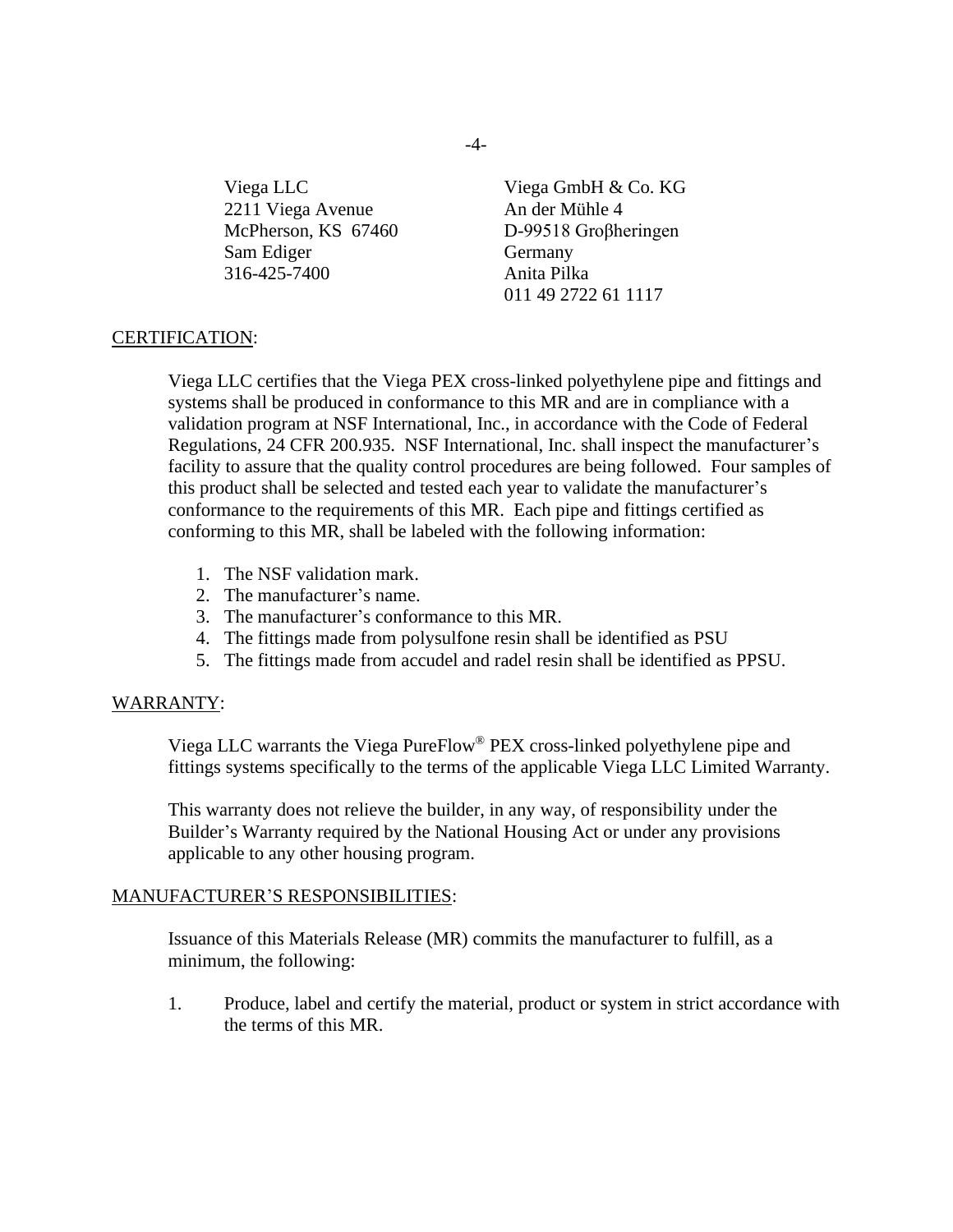Viega LLC
2211 Viega Avenue
McPherson, KS 67460
Sam Ediger
316-425-7400

Viega GmbH & Co. KG
An der Mühle 4
D-99518 Groβheringen
Germany
Anita Pilka
011 49 2722 61 1117

## CERTIFICATION:

Viega LLC certifies that the Viega PEX cross-linked polyethylene pipe and fittings and systems shall be produced in conformance to this MR and are in compliance with a validation program at NSF International, Inc., in accordance with the Code of Federal Regulations, 24 CFR 200.935. NSF International, Inc. shall inspect the manufacturer's facility to assure that the quality control procedures are being followed. Four samples of this product shall be selected and tested each year to validate the manufacturer's conformance to the requirements of this MR. Each pipe and fittings certified as conforming to this MR, shall be labeled with the following information:

1. The NSF validation mark.
2. The manufacturer's name.
3. The manufacturer's conformance to this MR.
4. The fittings made from polysulfone resin shall be identified as PSU
5. The fittings made from accudel and radel resin shall be identified as PPSU.

## WARRANTY:

Viega LLC warrants the Viega PureFlow® PEX cross-linked polyethylene pipe and fittings systems specifically to the terms of the applicable Viega LLC Limited Warranty.

This warranty does not relieve the builder, in any way, of responsibility under the Builder's Warranty required by the National Housing Act or under any provisions applicable to any other housing program.

## MANUFACTURER'S RESPONSIBILITIES:

Issuance of this Materials Release (MR) commits the manufacturer to fulfill, as a minimum, the following:

1. Produce, label and certify the material, product or system in strict accordance with the terms of this MR.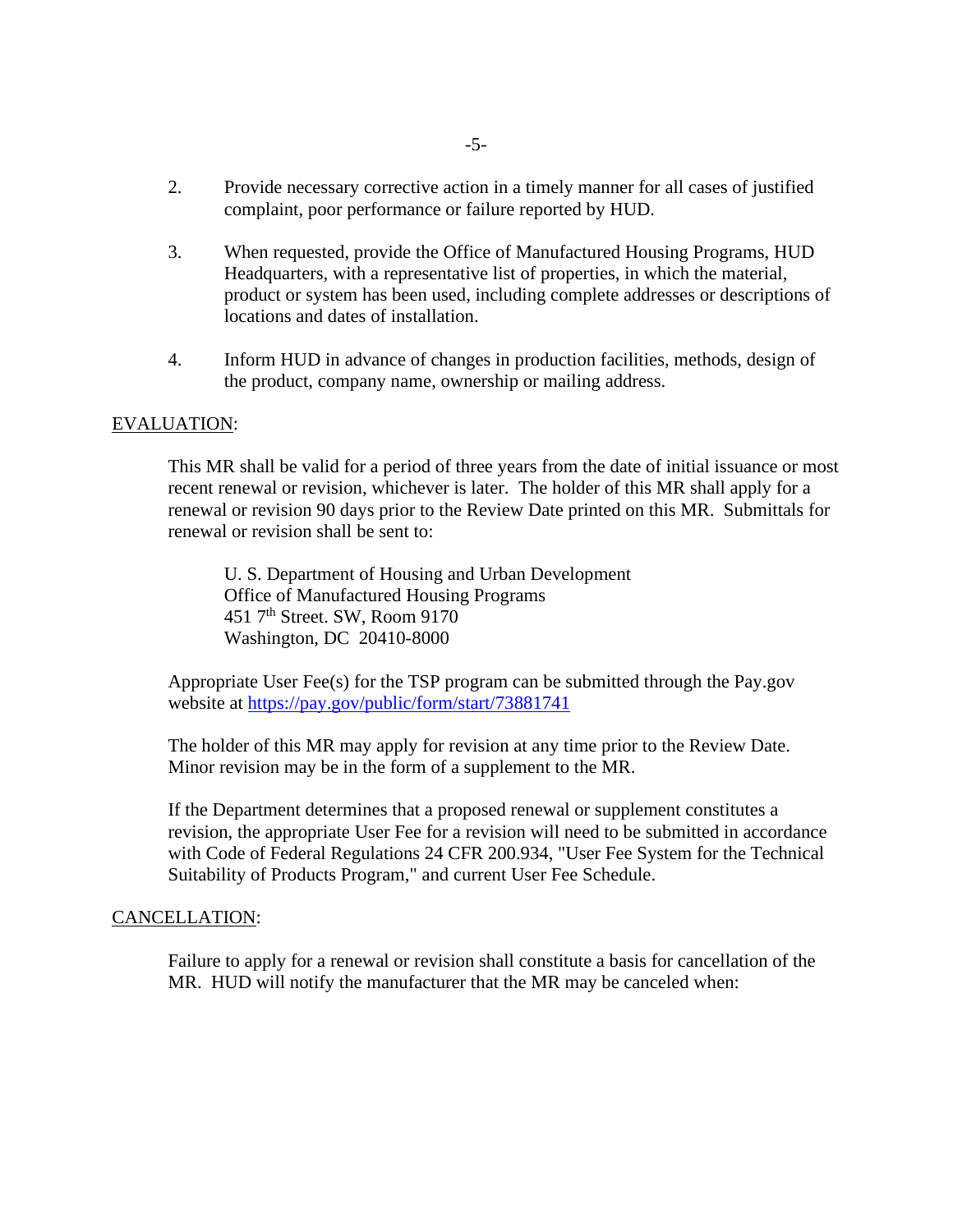2. Provide necessary corrective action in a timely manner for all cases of justified complaint, poor performance or failure reported by HUD.

3. When requested, provide the Office of Manufactured Housing Programs, HUD Headquarters, with a representative list of properties, in which the material, product or system has been used, including complete addresses or descriptions of locations and dates of installation.

4. Inform HUD in advance of changes in production facilities, methods, design of the product, company name, ownership or mailing address.

EVALUATION:

This MR shall be valid for a period of three years from the date of initial issuance or most recent renewal or revision, whichever is later. The holder of this MR shall apply for a renewal or revision 90 days prior to the Review Date printed on this MR. Submittals for renewal or revision shall be sent to:

U. S. Department of Housing and Urban Development
Office of Manufactured Housing Programs
451 7th Street. SW, Room 9170
Washington, DC 20410-8000

Appropriate User Fee(s) for the TSP program can be submitted through the Pay.gov website at https://pay.gov/public/form/start/73881741

The holder of this MR may apply for revision at any time prior to the Review Date. Minor revision may be in the form of a supplement to the MR.

If the Department determines that a proposed renewal or supplement constitutes a revision, the appropriate User Fee for a revision will need to be submitted in accordance with Code of Federal Regulations 24 CFR 200.934, "User Fee System for the Technical Suitability of Products Program," and current User Fee Schedule.

CANCELLATION:

Failure to apply for a renewal or revision shall constitute a basis for cancellation of the MR. HUD will notify the manufacturer that the MR may be canceled when: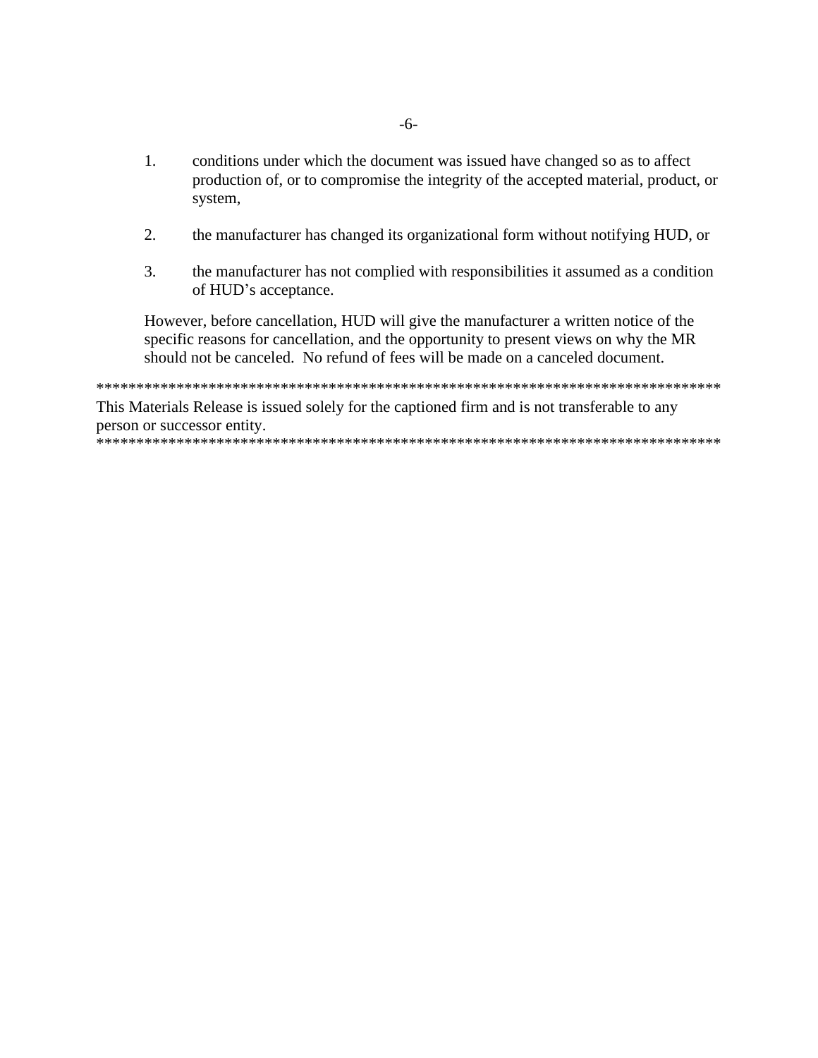1. conditions under which the document was issued have changed so as to affect production of, or to compromise the integrity of the accepted material, product, or system,

2. the manufacturer has changed its organizational form without notifying HUD, or

3. the manufacturer has not complied with responsibilities it assumed as a condition of HUD's acceptance.

However, before cancellation, HUD will give the manufacturer a written notice of the specific reasons for cancellation, and the opportunity to present views on why the MR should not be canceled. No refund of fees will be made on a canceled document.

*********************************************************************************
This Materials Release is issued solely for the captioned firm and is not transferable to any person or successor entity.
*********************************************************************************